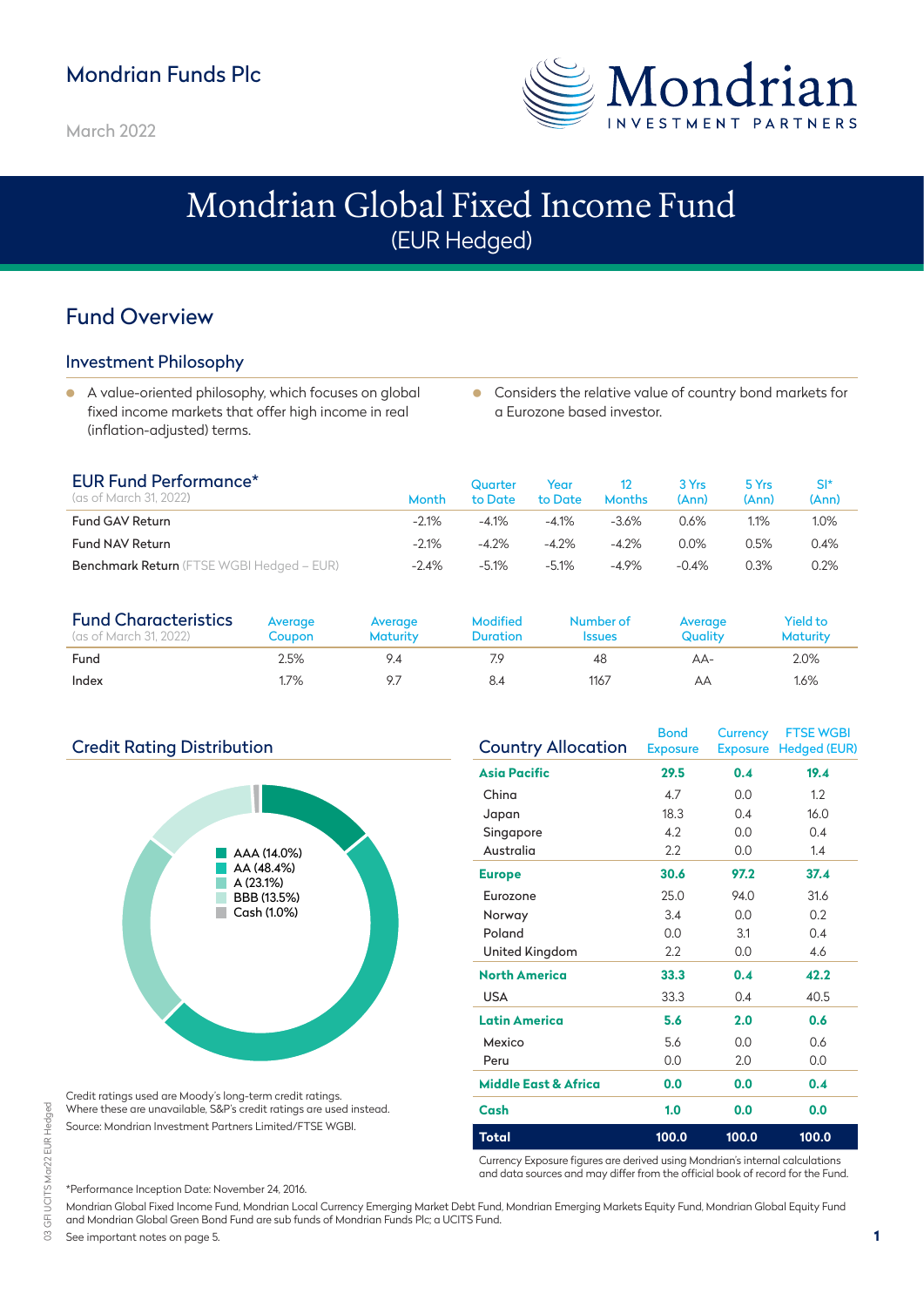# Mondrian Funds Plc

March 2022

# Mondrian Global Fixed Income Fund
(EUR Hedged)

## Fund Overview

### Investment Philosophy

- A value-oriented philosophy, which focuses on global fixed income markets that offer high income in real (inflation-adjusted) terms.
- Considers the relative value of country bond markets for a Eurozone based investor.

| EUR Fund Performance* (as of March 31, 2022) | Month | Quarter to Date | Year to Date | 12 Months | 3 Yrs (Ann) | 5 Yrs (Ann) | SI* (Ann) |
|---|---|---|---|---|---|---|---|
| Fund GAV Return | -2.1% | -4.1% | -4.1% | -3.6% | 0.6% | 1.1% | 1.0% |
| Fund NAV Return | -2.1% | -4.2% | -4.2% | -4.2% | 0.0% | 0.5% | 0.4% |
| **Benchmark Return** (FTSE WGBI Hedged – EUR) | -2.4% | -5.1% | -5.1% | -4.9% | -0.4% | 0.3% | 0.2% |

| Fund Characteristics (as of March 31, 2022) | Average Coupon | Average Maturity | Modified Duration | Number of Issues | Average Quality | Yield to Maturity |
|---|---|---|---|---|---|---|
| Fund | 2.5% | 9.4 | 7.9 | 48 | AA- | 2.0% |
| Index | 1.7% | 9.7 | 8.4 | 1167 | AA | 1.6% |

### Credit Rating Distribution

- AAA (14.0%)
- AA (48.4%)
- A (23.1%)
- BBB (13.5%)
- Cash (1.0%)

Credit ratings used are Moody's long-term credit ratings. Where these are unavailable, S&P's credit ratings are used instead.

Source: Mondrian Investment Partners Limited/FTSE WGBI.

| Country Allocation | Bond Exposure | Currency Exposure | FTSE WGBI Hedged (EUR) |
|---|---|---|---|
| **Asia Pacific** | **29.5** | **0.4** | **19.4** |
| China | 4.7 | 0.0 | 1.2 |
| Japan | 18.3 | 0.4 | 16.0 |
| Singapore | 4.2 | 0.0 | 0.4 |
| Australia | 2.2 | 0.0 | 1.4 |
| **Europe** | **30.6** | **97.2** | **37.4** |
| Eurozone | 25.0 | 94.0 | 31.6 |
| Norway | 3.4 | 0.0 | 0.2 |
| Poland | 0.0 | 3.1 | 0.4 |
| United Kingdom | 2.2 | 0.0 | 4.6 |
| **North America** | **33.3** | **0.4** | **42.2** |
| USA | 33.3 | 0.4 | 40.5 |
| **Latin America** | **5.6** | **2.0** | **0.6** |
| Mexico | 5.6 | 0.0 | 0.6 |
| Peru | 0.0 | 2.0 | 0.0 |
| **Middle East & Africa** | **0.0** | **0.0** | **0.4** |
| **Cash** | **1.0** | **0.0** | **0.0** |
| **Total** | **100.0** | **100.0** | **100.0** |

Currency Exposure figures are derived using Mondrian's internal calculations and data sources and may differ from the official book of record for the Fund.

*Performance Inception Date: November 24, 2016.

Mondrian Global Fixed Income Fund, Mondrian Local Currency Emerging Market Debt Fund, Mondrian Emerging Markets Equity Fund, Mondrian Global Equity Fund and Mondrian Global Green Bond Fund are sub funds of Mondrian Funds Plc; a UCITS Fund.

See important notes on page 5.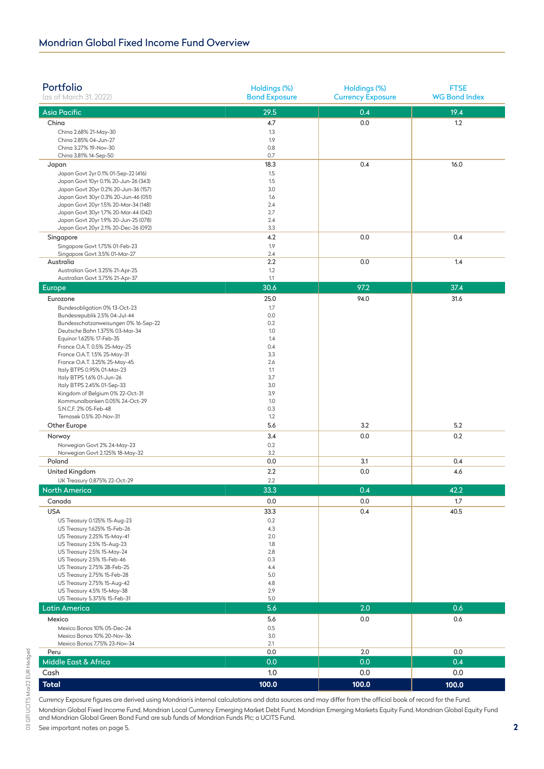## Mondrian Global Fixed Income Fund Overview

| Portfolio (as of March 31, 2022) | Holdings (%) Bond Exposure | Holdings (%) Currency Exposure | FTSE WG Bond Index |
|---|---|---|---|
| **Asia Pacific** | **29.5** | **0.4** | **19.4** |
| China | 4.7 | 0.0 | 1.2 |
| China 2.68% 21-May-30 | 1.3 | | |
| China 2.85% 04-Jun-27 | 1.9 | | |
| China 3.27% 19-Nov-30 | 0.8 | | |
| China 3.81% 14-Sep-50 | 0.7 | | |
| Japan | 18.3 | 0.4 | 16.0 |
| Japan Govt 2yr 0.1% 01-Sep-22 (416) | 1.5 | | |
| Japan Govt 10yr 0.1% 20-Jun-26 (343) | 1.5 | | |
| Japan Govt 20yr 0.2% 20-Jun-36 (157) | 3.0 | | |
| Japan Govt 30yr 0.3% 20-Jun-46 (051) | 1.6 | | |
| Japan Govt 20yr 1.5% 20-Mar-34 (148) | 2.4 | | |
| Japan Govt 30yr 1.7% 20-Mar-44 (042) | 2.7 | | |
| Japan Govt 20yr 1.9% 20-Jun-25 (078) | 2.4 | | |
| Japan Govt 20yr 2.1% 20-Dec-26 (092) | 3.3 | | |
| Singapore | 4.2 | 0.0 | 0.4 |
| Singapore Govt 1.75% 01-Feb-23 | 1.9 | | |
| Singapore Govt 3.5% 01-Mar-27 | 2.4 | | |
| Australia | 2.2 | 0.0 | 1.4 |
| Australian Govt 3.25% 21-Apr-25 | 1.2 | | |
| Australian Govt 3.75% 21-Apr-37 | 1.1 | | |
| **Europe** | **30.6** | **97.2** | **37.4** |
| Eurozone | 25.0 | 94.0 | 31.6 |
| Bundesobligation 0% 13-Oct-23 | 1.7 | | |
| Bundesrepublik 2.5% 04-Jul-44 | 0.0 | | |
| Bundesschatzanweisungen 0% 16-Sep-22 | 0.2 | | |
| Deutsche Bahn 1.375% 03-Mar-34 | 1.0 | | |
| Equinor 1.625% 17-Feb-35 | 1.4 | | |
| France O.A.T. 0.5% 25-May-25 | 0.4 | | |
| France O.A.T. 1.5% 25-May-31 | 3.3 | | |
| France O.A.T. 3.25% 25-May-45 | 2.6 | | |
| Italy BTPS 0.95% 01-Mar-23 | 1.1 | | |
| Italy BTPS 1.6% 01-Jun-26 | 3.7 | | |
| Italy BTPS 2.45% 01-Sep-33 | 3.0 | | |
| Kingdom of Belgium 0% 22-Oct-31 | 3.9 | | |
| Kommunalbanken 0.05% 24-Oct-29 | 1.0 | | |
| S.N.C.F. 2% 05-Feb-48 | 0.3 | | |
| Temasek 0.5% 20-Nov-31 | 1.2 | | |
| Other Europe | 5.6 | 3.2 | 5.2 |
| Norway | 3.4 | 0.0 | 0.2 |
| Norwegian Govt 2% 24-May-23 | 0.2 | | |
| Norwegian Govt 2.125% 18-May-32 | 3.2 | | |
| Poland | 0.0 | 3.1 | 0.4 |
| United Kingdom | 2.2 | 0.0 | 4.6 |
| UK Treasury 0.875% 22-Oct-29 | 2.2 | | |
| **North America** | **33.3** | **0.4** | **42.2** |
| Canada | 0.0 | 0.0 | 1.7 |
| USA | 33.3 | 0.4 | 40.5 |
| US Treasury 0.125% 15-Aug-23 | 0.2 | | |
| US Treasury 1.625% 15-Feb-26 | 4.3 | | |
| US Treasury 2.25% 15-May-41 | 2.0 | | |
| US Treasury 2.5% 15-Aug-23 | 1.8 | | |
| US Treasury 2.5% 15-May-24 | 2.8 | | |
| US Treasury 2.5% 15-Feb-46 | 0.3 | | |
| US Treasury 2.75% 28-Feb-25 | 4.4 | | |
| US Treasury 2.75% 15-Feb-28 | 5.0 | | |
| US Treasury 2.75% 15-Aug-42 | 4.8 | | |
| US Treasury 4.5% 15-May-38 | 2.9 | | |
| US Treasury 5.375% 15-Feb-31 | 5.0 | | |
| **Latin America** | **5.6** | **2.0** | **0.6** |
| Mexico | 5.6 | 0.0 | 0.6 |
| Mexico Bonos 10% 05-Dec-24 | 0.5 | | |
| Mexico Bonos 10% 20-Nov-36 | 3.0 | | |
| Mexico Bonos 7.75% 23-Nov-34 | 2.1 | | |
| Peru | 0.0 | 2.0 | 0.0 |
| **Middle East & Africa** | **0.0** | **0.0** | **0.4** |
| Cash | 1.0 | 0.0 | 0.0 |
| **Total** | **100.0** | **100.0** | **100.0** |

Currency Exposure figures are derived using Mondrian's internal calculations and data sources and may differ from the official book of record for the Fund.

Mondrian Global Fixed Income Fund, Mondrian Local Currency Emerging Market Debt Fund, Mondrian Emerging Markets Equity Fund, Mondrian Global Equity Fund and Mondrian Global Green Bond Fund are sub funds of Mondrian Funds Plc; a UCITS Fund.

See important notes on page 5.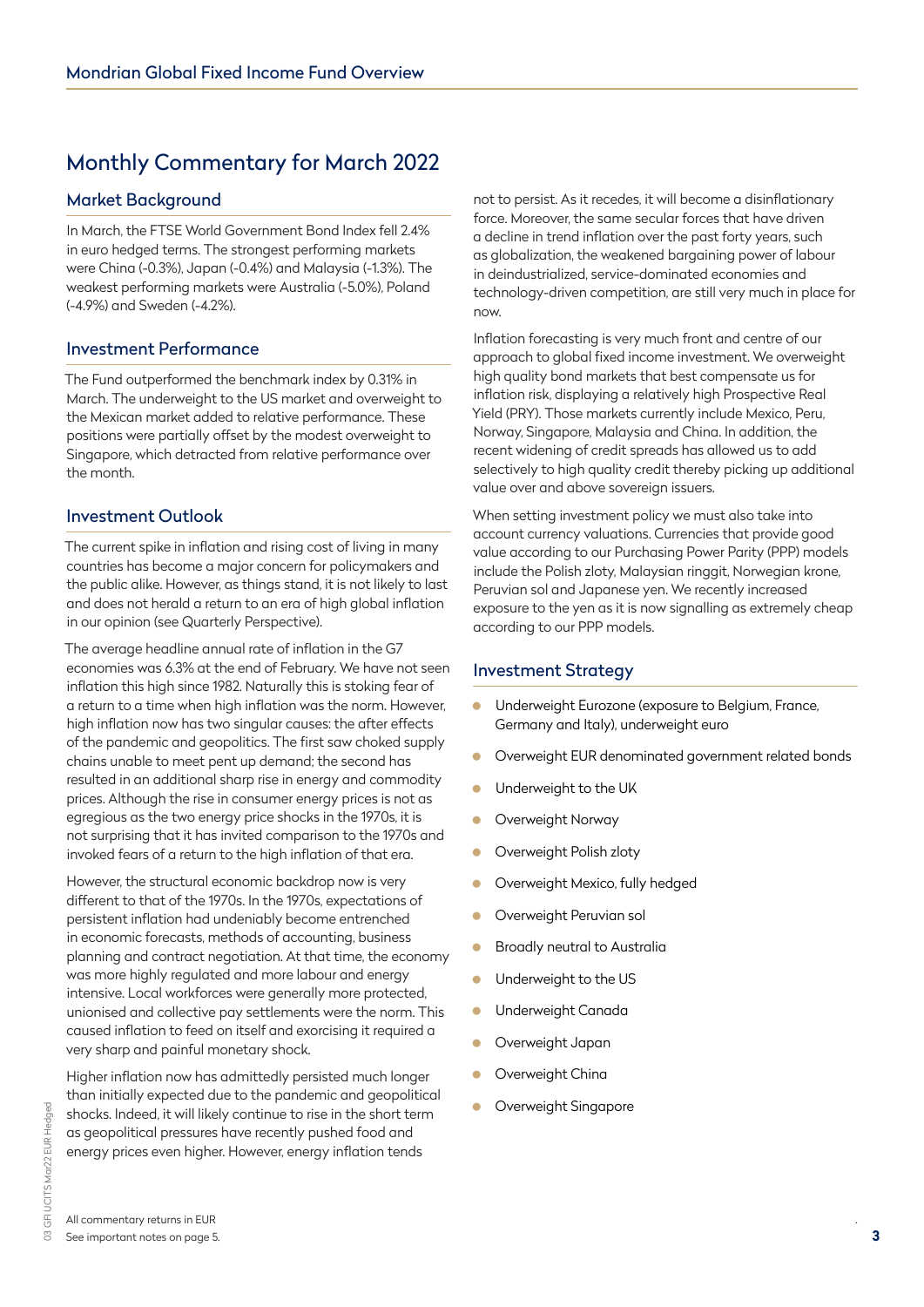## Monthly Commentary for March 2022

### Market Background

In March, the FTSE World Government Bond Index fell 2.4% in euro hedged terms. The strongest performing markets were China (-0.3%), Japan (-0.4%) and Malaysia (-1.3%). The weakest performing markets were Australia (-5.0%), Poland (-4.9%) and Sweden (-4.2%).

### Investment Performance

The Fund outperformed the benchmark index by 0.31% in March. The underweight to the US market and overweight to the Mexican market added to relative performance. These positions were partially offset by the modest overweight to Singapore, which detracted from relative performance over the month.

### Investment Outlook

The current spike in inflation and rising cost of living in many countries has become a major concern for policymakers and the public alike. However, as things stand, it is not likely to last and does not herald a return to an era of high global inflation in our opinion (see Quarterly Perspective).

The average headline annual rate of inflation in the G7 economies was 6.3% at the end of February. We have not seen inflation this high since 1982. Naturally this is stoking fear of a return to a time when high inflation was the norm. However, high inflation now has two singular causes: the after effects of the pandemic and geopolitics. The first saw choked supply chains unable to meet pent up demand; the second has resulted in an additional sharp rise in energy and commodity prices. Although the rise in consumer energy prices is not as egregious as the two energy price shocks in the 1970s, it is not surprising that it has invited comparison to the 1970s and invoked fears of a return to the high inflation of that era.

However, the structural economic backdrop now is very different to that of the 1970s. In the 1970s, expectations of persistent inflation had undeniably become entrenched in economic forecasts, methods of accounting, business planning and contract negotiation. At that time, the economy was more highly regulated and more labour and energy intensive. Local workforces were generally more protected, unionised and collective pay settlements were the norm. This caused inflation to feed on itself and exorcising it required a very sharp and painful monetary shock.

Higher inflation now has admittedly persisted much longer than initially expected due to the pandemic and geopolitical shocks. Indeed, it will likely continue to rise in the short term as geopolitical pressures have recently pushed food and energy prices even higher. However, energy inflation tends not to persist. As it recedes, it will become a disinflationary force. Moreover, the same secular forces that have driven a decline in trend inflation over the past forty years, such as globalization, the weakened bargaining power of labour in deindustrialized, service-dominated economies and technology-driven competition, are still very much in place for now.

Inflation forecasting is very much front and centre of our approach to global fixed income investment. We overweight high quality bond markets that best compensate us for inflation risk, displaying a relatively high Prospective Real Yield (PRY). Those markets currently include Mexico, Peru, Norway, Singapore, Malaysia and China. In addition, the recent widening of credit spreads has allowed us to add selectively to high quality credit thereby picking up additional value over and above sovereign issuers.

When setting investment policy we must also take into account currency valuations. Currencies that provide good value according to our Purchasing Power Parity (PPP) models include the Polish zloty, Malaysian ringgit, Norwegian krone, Peruvian sol and Japanese yen. We recently increased exposure to the yen as it is now signalling as extremely cheap according to our PPP models.

### Investment Strategy

- Underweight Eurozone (exposure to Belgium, France, Germany and Italy), underweight euro
- Overweight EUR denominated government related bonds
- Underweight to the UK
- Overweight Norway
- Overweight Polish zloty
- Overweight Mexico, fully hedged
- Overweight Peruvian sol
- Broadly neutral to Australia
- Underweight to the US
- Underweight Canada
- Overweight Japan
- Overweight China
- Overweight Singapore

All commentary returns in EUR
See important notes on page 5.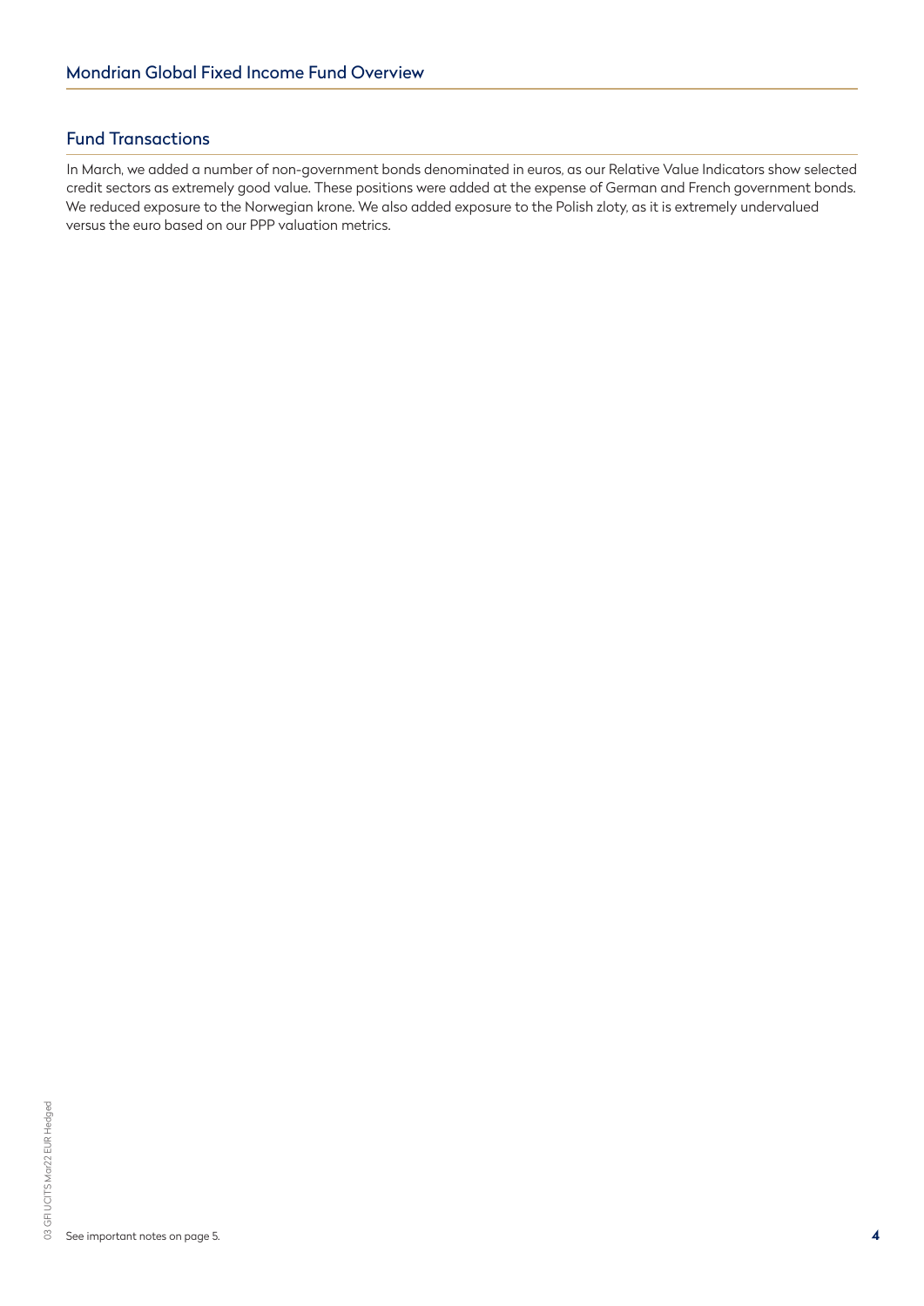## Fund Transactions

In March, we added a number of non-government bonds denominated in euros, as our Relative Value Indicators show selected credit sectors as extremely good value. These positions were added at the expense of German and French government bonds. We reduced exposure to the Norwegian krone. We also added exposure to the Polish zloty, as it is extremely undervalued versus the euro based on our PPP valuation metrics.

See important notes on page 5.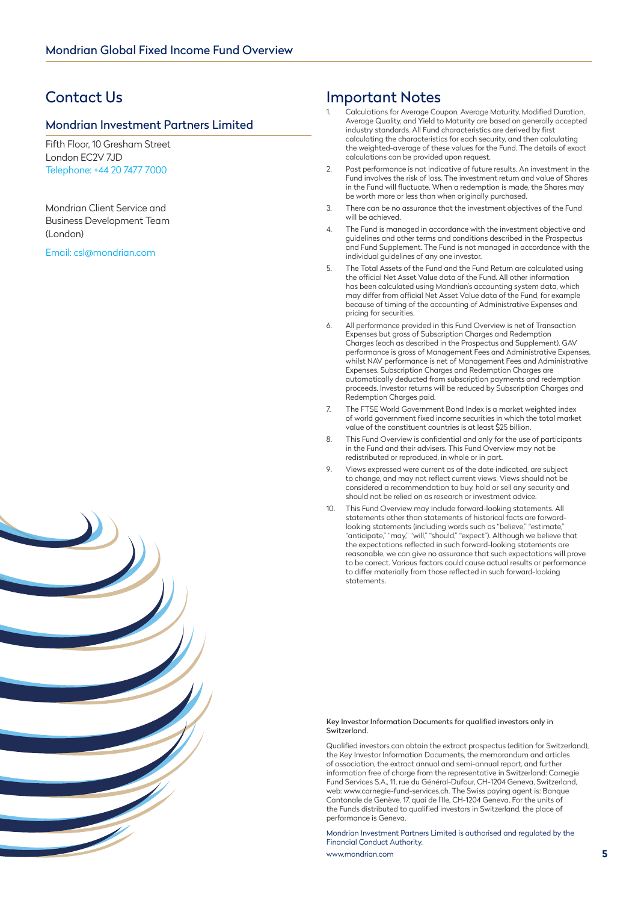## Contact Us

### Mondrian Investment Partners Limited

Fifth Floor, 10 Gresham Street
London EC2V 7JD
Telephone: +44 20 7477 7000

Mondrian Client Service and Business Development Team (London)

Email: csl@mondrian.com

## Important Notes

1. Calculations for Average Coupon, Average Maturity, Modified Duration, Average Quality, and Yield to Maturity are based on generally accepted industry standards. All Fund characteristics are derived by first calculating the characteristics for each security, and then calculating the weighted-average of these values for the Fund. The details of exact calculations can be provided upon request.
2. Past performance is not indicative of future results. An investment in the Fund involves the risk of loss. The investment return and value of Shares in the Fund will fluctuate. When a redemption is made, the Shares may be worth more or less than when originally purchased.
3. There can be no assurance that the investment objectives of the Fund will be achieved.
4. The Fund is managed in accordance with the investment objective and guidelines and other terms and conditions described in the Prospectus and Fund Supplement. The Fund is not managed in accordance with the individual guidelines of any one investor.
5. The Total Assets of the Fund and the Fund Return are calculated using the official Net Asset Value data of the Fund. All other information has been calculated using Mondrian's accounting system data, which may differ from official Net Asset Value data of the Fund, for example because of timing of the accounting of Administrative Expenses and pricing for securities.
6. All performance provided in this Fund Overview is net of Transaction Expenses but gross of Subscription Charges and Redemption Charges (each as described in the Prospectus and Supplement). GAV performance is gross of Management Fees and Administrative Expenses, whilst NAV performance is net of Management Fees and Administrative Expenses. Subscription Charges and Redemption Charges are automatically deducted from subscription payments and redemption proceeds. Investor returns will be reduced by Subscription Charges and Redemption Charges paid.
7. The FTSE World Government Bond Index is a market weighted index of world government fixed income securities in which the total market value of the constituent countries is at least $25 billion.
8. This Fund Overview is confidential and only for the use of participants in the Fund and their advisers. This Fund Overview may not be redistributed or reproduced, in whole or in part.
9. Views expressed were current as of the date indicated, are subject to change, and may not reflect current views. Views should not be considered a recommendation to buy, hold or sell any security and should not be relied on as research or investment advice.
10. This Fund Overview may include forward-looking statements. All statements other than statements of historical facts are forward-looking statements (including words such as "believe," "estimate," "anticipate," "may," "will," "should," "expect"). Although we believe that the expectations reflected in such forward-looking statements are reasonable, we can give no assurance that such expectations will prove to be correct. Various factors could cause actual results or performance to differ materially from those reflected in such forward-looking statements.

Key Investor Information Documents for qualified investors only in Switzerland.

Qualified investors can obtain the extract prospectus (edition for Switzerland), the Key Investor Information Documents, the memorandum and articles of association, the extract annual and semi-annual report, and further information free of charge from the representative in Switzerland: Carnegie Fund Services S.A., 11, rue du Général-Dufour, CH-1204 Geneva, Switzerland, web: www.carnegie-fund-services.ch. The Swiss paying agent is: Banque Cantonale de Genève, 17, quai de l'Ile, CH-1204 Geneva. For the units of the Funds distributed to qualified investors in Switzerland, the place of performance is Geneva.

Mondrian Investment Partners Limited is authorised and regulated by the Financial Conduct Authority.

www.mondrian.com